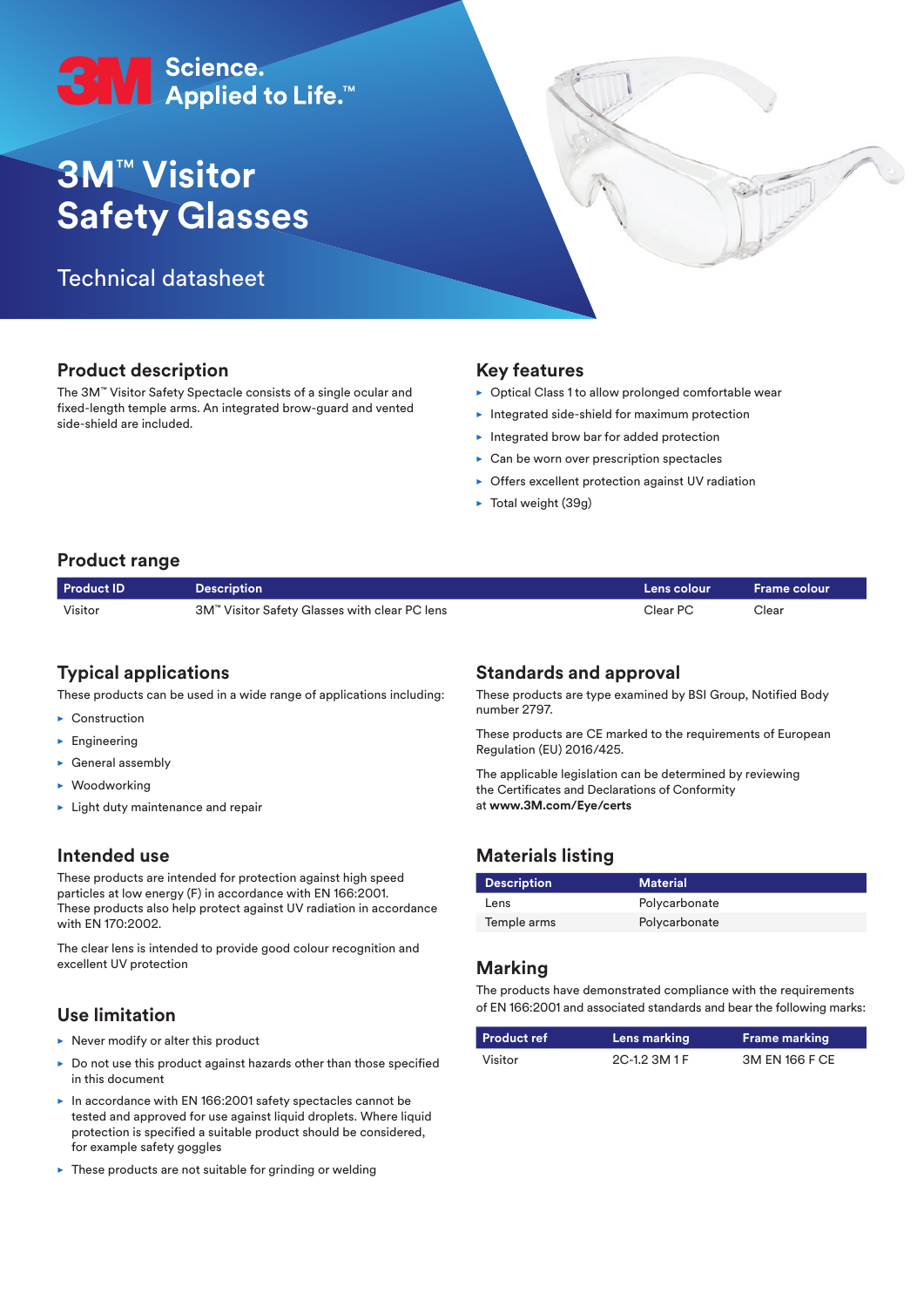3M Science. Applied to Life.™

# 3M™ Visitor Safety Glasses

Technical datasheet

## Product description

The 3M™ Visitor Safety Spectacle consists of a single ocular and fixed-length temple arms. An integrated brow-guard and vented side-shield are included.

## Key features

- Optical Class 1 to allow prolonged comfortable wear
- Integrated side-shield for maximum protection
- Integrated brow bar for added protection
- Can be worn over prescription spectacles
- Offers excellent protection against UV radiation
- Total weight (39g)

## Product range

| Product ID | Description | Lens colour | Frame colour |
|---|---|---|---|
| Visitor | 3M™ Visitor Safety Glasses with clear PC lens | Clear PC | Clear |

## Typical applications

These products can be used in a wide range of applications including:

- Construction
- Engineering
- General assembly
- Woodworking
- Light duty maintenance and repair

## Intended use

These products are intended for protection against high speed particles at low energy (F) in accordance with EN 166:2001. These products also help protect against UV radiation in accordance with EN 170:2002.

The clear lens is intended to provide good colour recognition and excellent UV protection

## Use limitation

- Never modify or alter this product
- Do not use this product against hazards other than those specified in this document
- In accordance with EN 166:2001 safety spectacles cannot be tested and approved for use against liquid droplets. Where liquid protection is specified a suitable product should be considered, for example safety goggles
- These products are not suitable for grinding or welding

## Standards and approval

These products are type examined by BSI Group, Notified Body number 2797.

These products are CE marked to the requirements of European Regulation (EU) 2016/425.

The applicable legislation can be determined by reviewing the Certificates and Declarations of Conformity at **www.3M.com/Eye/certs**

## Materials listing

| Description | Material |
|---|---|
| Lens | Polycarbonate |
| Temple arms | Polycarbonate |

## Marking

The products have demonstrated compliance with the requirements of EN 166:2001 and associated standards and bear the following marks:

| Product ref | Lens marking | Frame marking |
|---|---|---|
| Visitor | 2C-1.2 3M 1 F | 3M EN 166 F CE |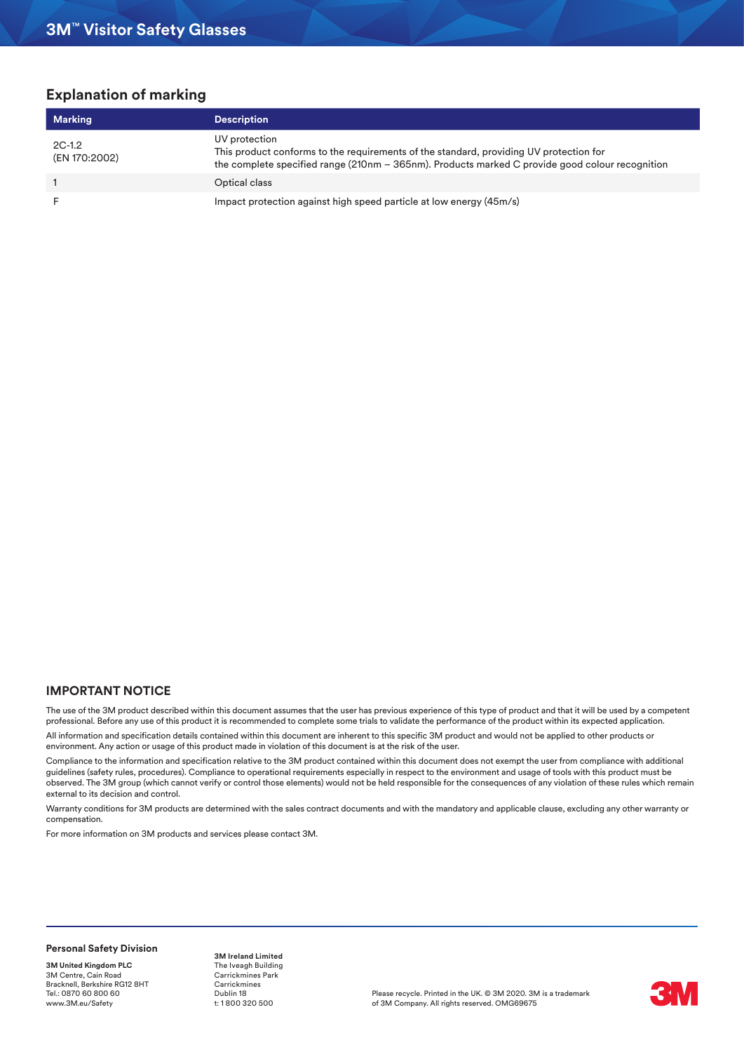## Explanation of marking

| Marking | Description |
|---|---|
| 2C-1.2<br>(EN 170:2002) | UV protection<br>This product conforms to the requirements of the standard, providing UV protection for the complete specified range (210nm – 365nm). Products marked C provide good colour recognition |
| 1 | Optical class |
| F | Impact protection against high speed particle at low energy (45m/s) |

### IMPORTANT NOTICE

The use of the 3M product described within this document assumes that the user has previous experience of this type of product and that it will be used by a competent professional. Before any use of this product it is recommended to complete some trials to validate the performance of the product within its expected application.

All information and specification details contained within this document are inherent to this specific 3M product and would not be applied to other products or environment. Any action or usage of this product made in violation of this document is at the risk of the user.

Compliance to the information and specification relative to the 3M product contained within this document does not exempt the user from compliance with additional guidelines (safety rules, procedures). Compliance to operational requirements especially in respect to the environment and usage of tools with this product must be observed. The 3M group (which cannot verify or control those elements) would not be held responsible for the consequences of any violation of these rules which remain external to its decision and control.

Warranty conditions for 3M products are determined with the sales contract documents and with the mandatory and applicable clause, excluding any other warranty or compensation.

For more information on 3M products and services please contact 3M.

**Personal Safety Division**

**3M United Kingdom PLC**
3M Centre, Cain Road
Bracknell, Berkshire RG12 8HT
Tel.: 0870 60 800 60
www.3M.eu/Safety

**3M Ireland Limited**
The Iveagh Building
Carrickmines Park
Carrickmines
Dublin 18
t: 1 800 320 500

Please recycle. Printed in the UK. © 3M 2020. 3M is a trademark of 3M Company. All rights reserved. OMG69675